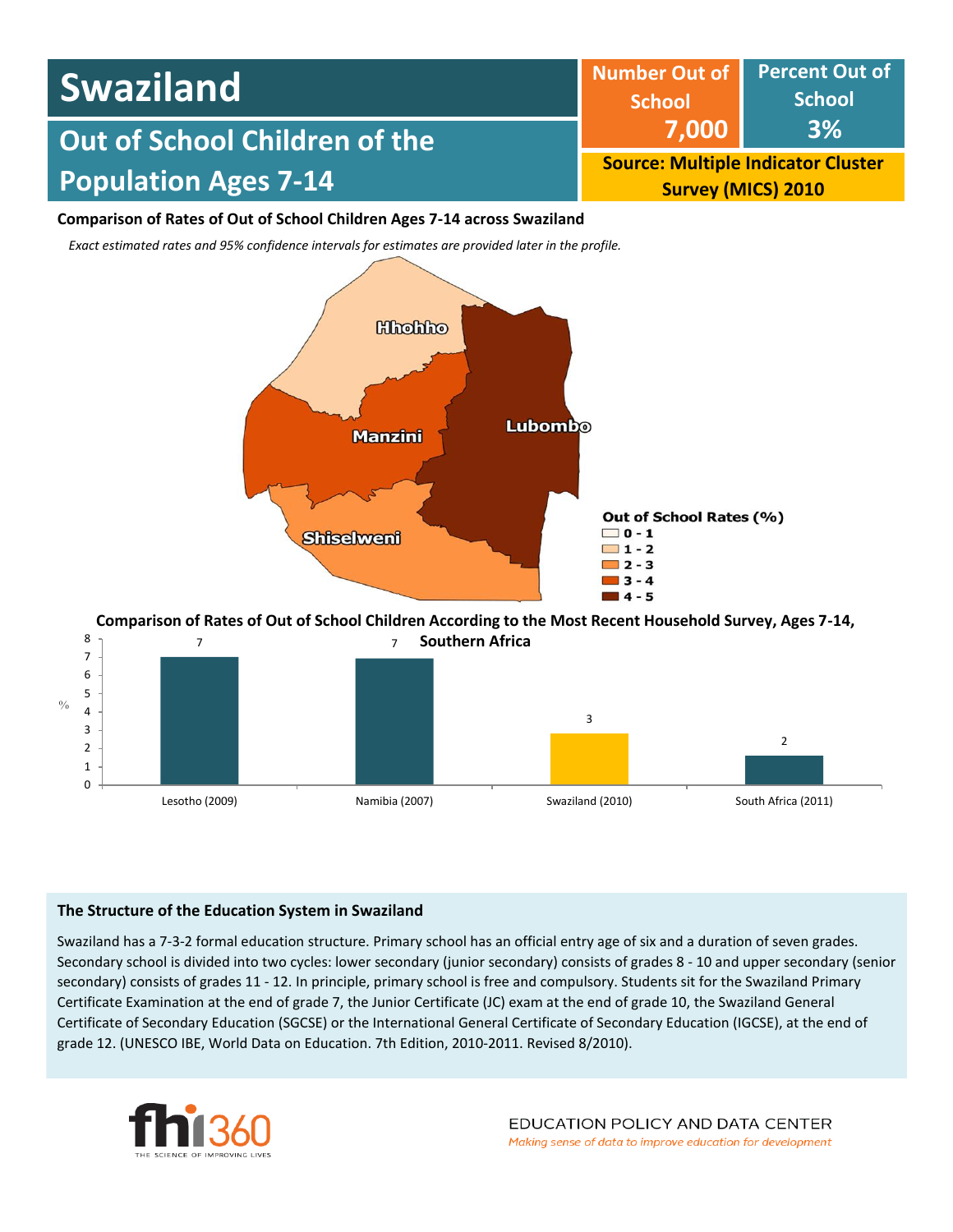# Swaziland

## Out of School Children of the Population Ages 7-14

| Number Out of School | Percent Out of School |
| --- | --- |
| 7,000 | 3% |

**Source: Multiple Indicator Cluster Survey (MICS) 2010**

**Comparison of Rates of Out of School Children Ages 7-14 across Swaziland**

*Exact estimated rates and 95% confidence intervals for estimates are provided later in the profile.*

Hhohho

Manzini

Lubombo

Shiselweni

Out of School Rates (%)
- 0 - 1
- 1 - 2
- 2 - 3
- 3 - 4
- 4 - 5

**Comparison of Rates of Out of School Children According to the Most Recent Household Survey, Ages 7-14, Southern Africa**

| Country | % |
| --- | --- |
| Lesotho (2009) | 7 |
| Namibia (2007) | 7 |
| Swaziland (2010) | 3 |
| South Africa (2011) | 2 |

### The Structure of the Education System in Swaziland

Swaziland has a 7-3-2 formal education structure. Primary school has an official entry age of six and a duration of seven grades. Secondary school is divided into two cycles: lower secondary (junior secondary) consists of grades 8 - 10 and upper secondary (senior secondary) consists of grades 11 - 12. In principle, primary school is free and compulsory. Students sit for the Swaziland Primary Certificate Examination at the end of grade 7, the Junior Certificate (JC) exam at the end of grade 10, the Swaziland General Certificate of Secondary Education (SGCSE) or the International General Certificate of Secondary Education (IGCSE), at the end of grade 12. (UNESCO IBE, World Data on Education. 7th Edition, 2010-2011. Revised 8/2010).

fhi360 THE SCIENCE OF IMPROVING LIVES

EDUCATION POLICY AND DATA CENTER
*Making sense of data to improve education for development*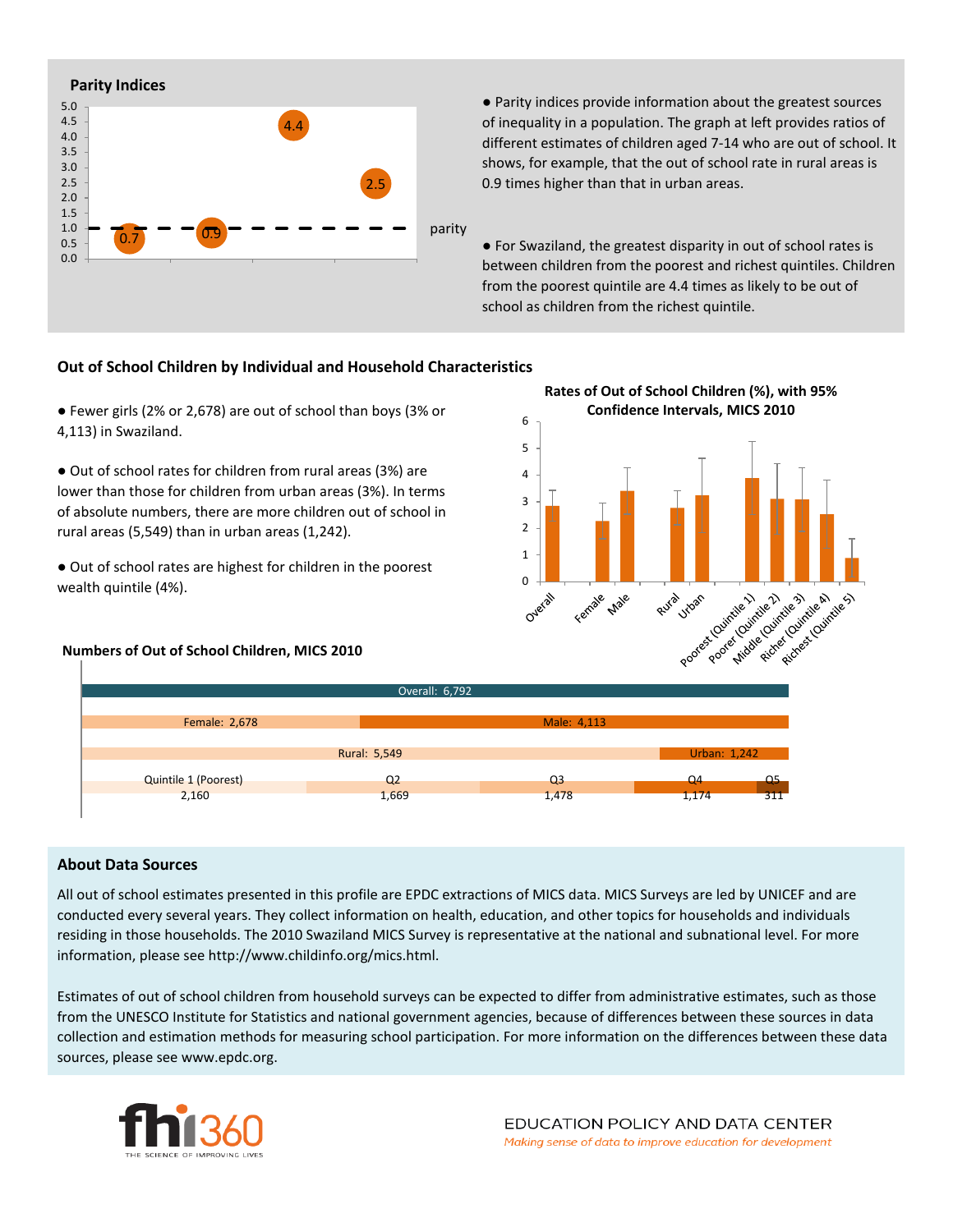### Parity Indices

| Label | Value |
|---|---|
| | 0.7 |
| | 0.9 |
| | 4.4 |
| | 2.5 |

parity

- Parity indices provide information about the greatest sources of inequality in a population. The graph at left provides ratios of different estimates of children aged 7-14 who are out of school. It shows, for example, that the out of school rate in rural areas is 0.9 times higher than that in urban areas.

- For Swaziland, the greatest disparity in out of school rates is between children from the poorest and richest quintiles. Children from the poorest quintile are 4.4 times as likely to be out of school as children from the richest quintile.

## Out of School Children by Individual and Household Characteristics

- Fewer girls (2% or 2,678) are out of school than boys (3% or 4,113) in Swaziland.

- Out of school rates for children from rural areas (3%) are lower than those for children from urban areas (3%). In terms of absolute numbers, there are more children out of school in rural areas (5,549) than in urban areas (1,242).

- Out of school rates are highest for children in the poorest wealth quintile (4%).

### Rates of Out of School Children (%), with 95% Confidence Intervals, MICS 2010

Categories: Overall, Female, Male, Rural, Urban, Poorest (Quintile 1), Poorer (Quintile 2), Middle (Quintile 3), Richer (Quintile 4), Richest (Quintile 5)

### Numbers of Out of School Children, MICS 2010

| Category | Number |
|---|---|
| Overall | 6,792 |
| Female | 2,678 |
| Male | 4,113 |
| Rural | 5,549 |
| Urban | 1,242 |
| Quintile 1 (Poorest) | 2,160 |
| Q2 | 1,669 |
| Q3 | 1,478 |
| Q4 | 1,174 |
| Q5 | 311 |

## About Data Sources

All out of school estimates presented in this profile are EPDC extractions of MICS data. MICS Surveys are led by UNICEF and are conducted every several years. They collect information on health, education, and other topics for households and individuals residing in those households. The 2010 Swaziland MICS Survey is representative at the national and subnational level. For more information, please see http://www.childinfo.org/mics.html.

Estimates of out of school children from household surveys can be expected to differ from administrative estimates, such as those from the UNESCO Institute for Statistics and national government agencies, because of differences between these sources in data collection and estimation methods for measuring school participation. For more information on the differences between these data sources, please see www.epdc.org.

fhi360 THE SCIENCE OF IMPROVING LIVES

EDUCATION POLICY AND DATA CENTER

*Making sense of data to improve education for development*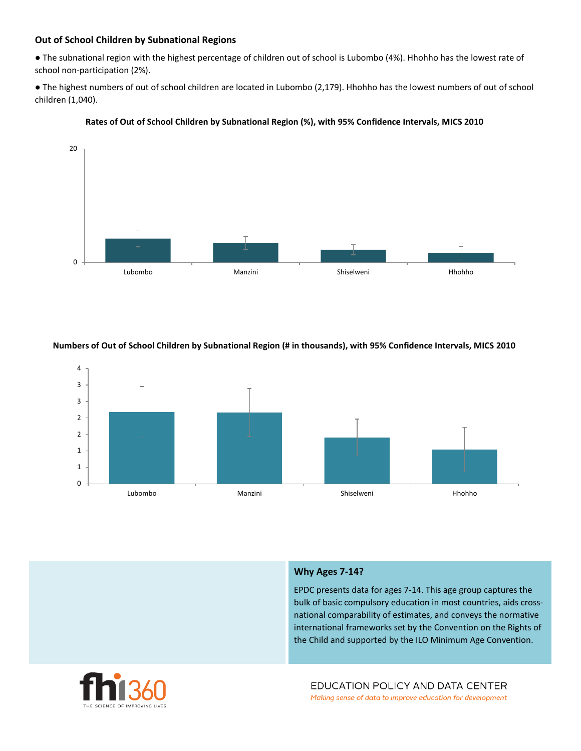## Out of School Children by Subnational Regions

- The subnational region with the highest percentage of children out of school is Lubombo (4%). Hhohho has the lowest rate of school non-participation (2%).
- The highest numbers of out of school children are located in Lubombo (2,179). Hhohho has the lowest numbers of out of school children (1,040).

**Rates of Out of School Children by Subnational Region (%), with 95% Confidence Intervals, MICS 2010**

**Numbers of Out of School Children by Subnational Region (# in thousands), with 95% Confidence Intervals, MICS 2010**

### Why Ages 7-14?

EPDC presents data for ages 7-14. This age group captures the bulk of basic compulsory education in most countries, aids cross-national comparability of estimates, and conveys the normative international frameworks set by the Convention on the Rights of the Child and supported by the ILO Minimum Age Convention.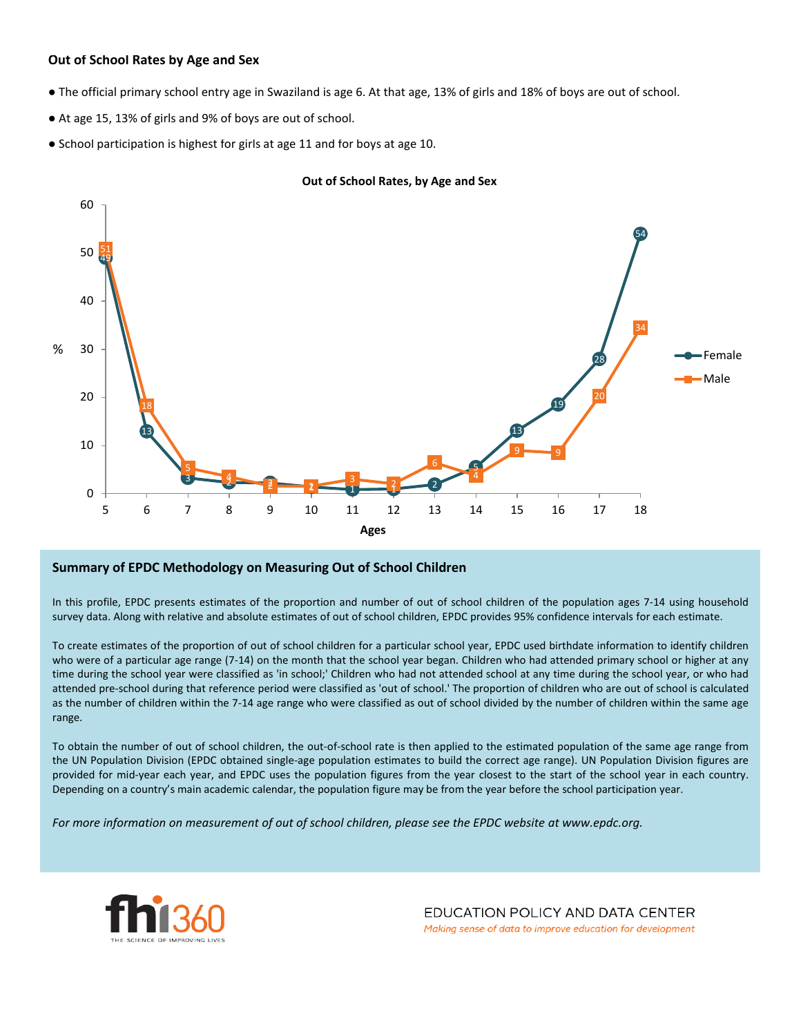### Out of School Rates by Age and Sex

- The official primary school entry age in Swaziland is age 6. At that age, 13% of girls and 18% of boys are out of school.
- At age 15, 13% of girls and 9% of boys are out of school.
- School participation is highest for girls at age 11 and for boys at age 10.

**Out of School Rates, by Age and Sex**

| Ages | 5 | 6 | 7 | 8 | 9 | 10 | 11 | 12 | 13 | 14 | 15 | 16 | 17 | 18 |
|---|---|---|---|---|---|---|---|---|---|---|---|---|---|---|
| Female (%) | 49 | 13 | 3 | 2 | 2 | 1 | 1 | 1 | 2 | 5 | 13 | 19 | 28 | 54 |
| Male (%) | 51 | 18 | 5 | 4 | 2 | 2 | 3 | 2 | 6 | 4 | 9 | 9 | 20 | 34 |

### Summary of EPDC Methodology on Measuring Out of School Children

In this profile, EPDC presents estimates of the proportion and number of out of school children of the population ages 7-14 using household survey data. Along with relative and absolute estimates of out of school children, EPDC provides 95% confidence intervals for each estimate.

To create estimates of the proportion of out of school children for a particular school year, EPDC used birthdate information to identify children who were of a particular age range (7-14) on the month that the school year began. Children who had attended primary school or higher at any time during the school year were classified as 'in school;' Children who had not attended school at any time during the school year, or who had attended pre-school during that reference period were classified as 'out of school.' The proportion of children who are out of school is calculated as the number of children within the 7-14 age range who were classified as out of school divided by the number of children within the same age range.

To obtain the number of out of school children, the out-of-school rate is then applied to the estimated population of the same age range from the UN Population Division (EPDC obtained single-age population estimates to build the correct age range). UN Population Division figures are provided for mid-year each year, and EPDC uses the population figures from the year closest to the start of the school year in each country. Depending on a country's main academic calendar, the population figure may be from the year before the school participation year.

*For more information on measurement of out of school children, please see the EPDC website at www.epdc.org.*

fhi360 THE SCIENCE OF IMPROVING LIVES

EDUCATION POLICY AND DATA CENTER

*Making sense of data to improve education for development*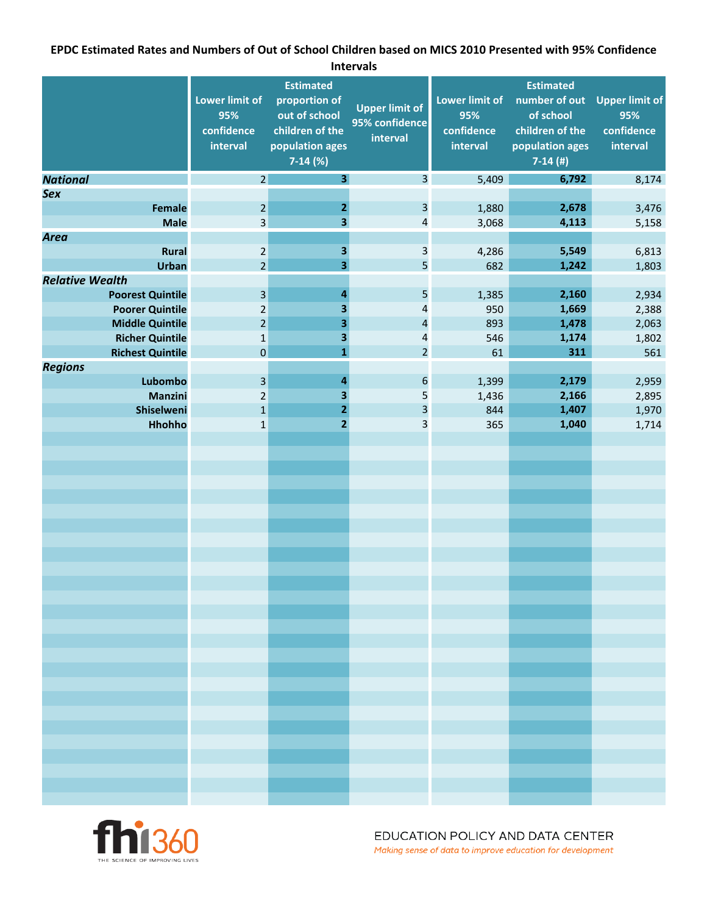**EPDC Estimated Rates and Numbers of Out of School Children based on MICS 2010 Presented with 95% Confidence Intervals**

| | Lower limit of 95% confidence interval | Estimated proportion of out of school children of the population ages 7-14 (%) | Upper limit of 95% confidence interval | Lower limit of 95% confidence interval | Estimated number of out of school children of the population ages 7-14 (#) | Upper limit of 95% confidence interval |
|---|---|---|---|---|---|---|
| ***National*** | 2 | **3** | 3 | 5,409 | **6,792** | 8,174 |
| ***Sex*** | | | | | | |
| **Female** | 2 | **2** | 3 | 1,880 | **2,678** | 3,476 |
| **Male** | 3 | **3** | 4 | 3,068 | **4,113** | 5,158 |
| ***Area*** | | | | | | |
| **Rural** | 2 | **3** | 3 | 4,286 | **5,549** | 6,813 |
| **Urban** | 2 | **3** | 5 | 682 | **1,242** | 1,803 |
| ***Relative Wealth*** | | | | | | |
| **Poorest Quintile** | 3 | **4** | 5 | 1,385 | **2,160** | 2,934 |
| **Poorer Quintile** | 2 | **3** | 4 | 950 | **1,669** | 2,388 |
| **Middle Quintile** | 2 | **3** | 4 | 893 | **1,478** | 2,063 |
| **Richer Quintile** | 1 | **3** | 4 | 546 | **1,174** | 1,802 |
| **Richest Quintile** | 0 | **1** | 2 | 61 | **311** | 561 |
| ***Regions*** | | | | | | |
| **Lubombo** | 3 | **4** | 6 | 1,399 | **2,179** | 2,959 |
| **Manzini** | 2 | **3** | 5 | 1,436 | **2,166** | 2,895 |
| **Shiselweni** | 1 | **2** | 3 | 844 | **1,407** | 1,970 |
| **Hhohho** | 1 | **2** | 3 | 365 | **1,040** | 1,714 |

fhi360 THE SCIENCE OF IMPROVING LIVES

EDUCATION POLICY AND DATA CENTER
*Making sense of data to improve education for development*